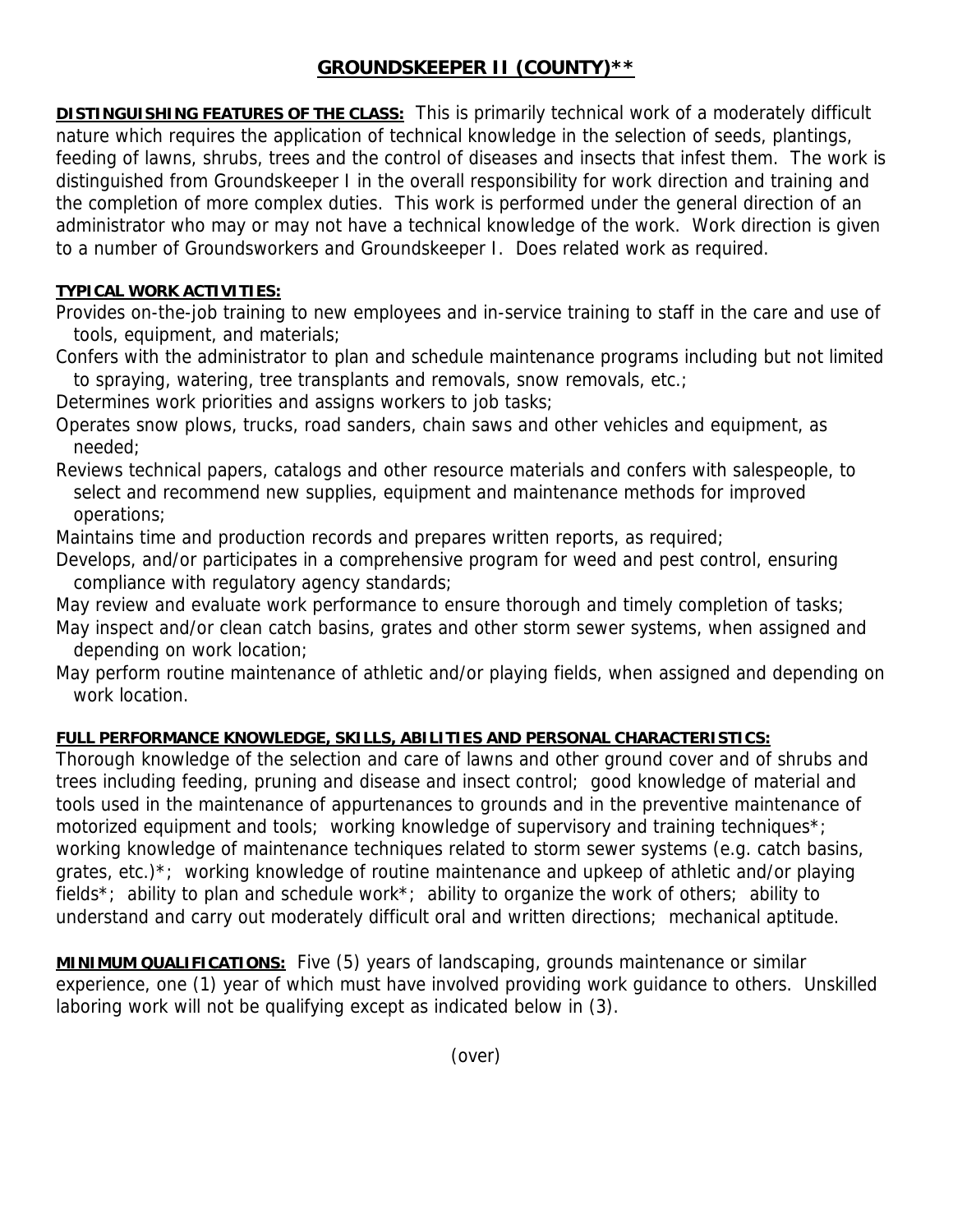# GROUNDSKEEPER II (COUNTY)**

**DISTINGUISHING FEATURES OF THE CLASS:** This is primarily technical work of a moderately difficult nature which requires the application of technical knowledge in the selection of seeds, plantings, feeding of lawns, shrubs, trees and the control of diseases and insects that infest them. The work is distinguished from Groundskeeper I in the overall responsibility for work direction and training and the completion of more complex duties. This work is performed under the general direction of an administrator who may or may not have a technical knowledge of the work. Work direction is given to a number of Groundsworkers and Groundskeeper I. Does related work as required.

**TYPICAL WORK ACTIVITIES:**

Provides on-the-job training to new employees and in-service training to staff in the care and use of tools, equipment, and materials;

Confers with the administrator to plan and schedule maintenance programs including but not limited to spraying, watering, tree transplants and removals, snow removals, etc.;

Determines work priorities and assigns workers to job tasks;

Operates snow plows, trucks, road sanders, chain saws and other vehicles and equipment, as needed;

Reviews technical papers, catalogs and other resource materials and confers with salespeople, to select and recommend new supplies, equipment and maintenance methods for improved operations;

Maintains time and production records and prepares written reports, as required;

Develops, and/or participates in a comprehensive program for weed and pest control, ensuring compliance with regulatory agency standards;

May review and evaluate work performance to ensure thorough and timely completion of tasks;

May inspect and/or clean catch basins, grates and other storm sewer systems, when assigned and depending on work location;

May perform routine maintenance of athletic and/or playing fields, when assigned and depending on work location.

**FULL PERFORMANCE KNOWLEDGE, SKILLS, ABILITIES AND PERSONAL CHARACTERISTICS:**

Thorough knowledge of the selection and care of lawns and other ground cover and of shrubs and trees including feeding, pruning and disease and insect control; good knowledge of material and tools used in the maintenance of appurtenances to grounds and in the preventive maintenance of motorized equipment and tools; working knowledge of supervisory and training techniques*; working knowledge of maintenance techniques related to storm sewer systems (e.g. catch basins, grates, etc.)*; working knowledge of routine maintenance and upkeep of athletic and/or playing fields*; ability to plan and schedule work*; ability to organize the work of others; ability to understand and carry out moderately difficult oral and written directions; mechanical aptitude.

**MINIMUM QUALIFICATIONS:** Five (5) years of landscaping, grounds maintenance or similar experience, one (1) year of which must have involved providing work guidance to others. Unskilled laboring work will not be qualifying except as indicated below in (3).

(over)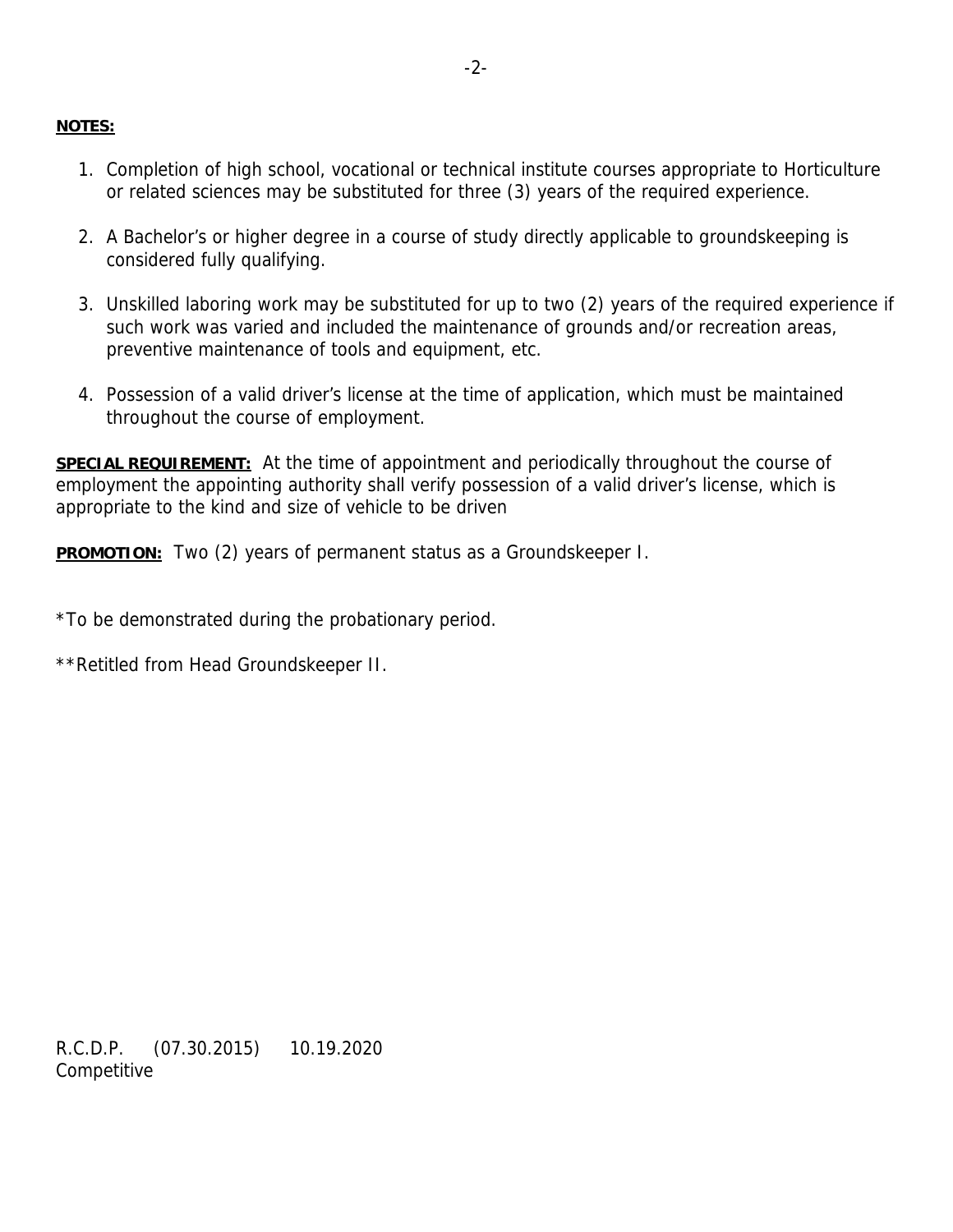**NOTES:**

1. Completion of high school, vocational or technical institute courses appropriate to Horticulture or related sciences may be substituted for three (3) years of the required experience.

2. A Bachelor's or higher degree in a course of study directly applicable to groundskeeping is considered fully qualifying.

3. Unskilled laboring work may be substituted for up to two (2) years of the required experience if such work was varied and included the maintenance of grounds and/or recreation areas, preventive maintenance of tools and equipment, etc.

4. Possession of a valid driver's license at the time of application, which must be maintained throughout the course of employment.

**SPECIAL REQUIREMENT:** At the time of appointment and periodically throughout the course of employment the appointing authority shall verify possession of a valid driver's license, which is appropriate to the kind and size of vehicle to be driven

**PROMOTION:** Two (2) years of permanent status as a Groundskeeper I.

*To be demonstrated during the probationary period.

**Retitled from Head Groundskeeper II.

R.C.D.P. (07.30.2015) 10.19.2020
Competitive